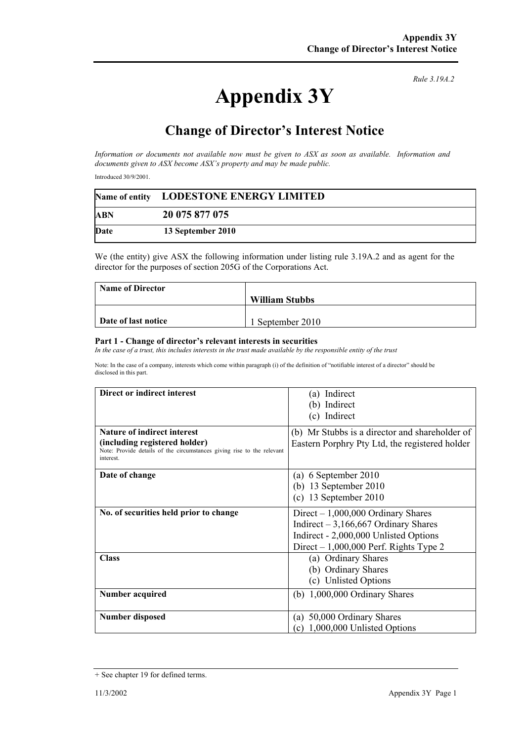*Rule 3.19A.2*

# Appendix 3Y

## Change of Director's Interest Notice

*Information or documents not available now must be given to ASX as soon as available. Information and documents given to ASX become ASX's property and may be made public.*

Introduced 30/9/2001.

| Name of entity | LODESTONE ENERGY LIMITED |
|---|---|
| ABN | 20 075 877 075 |
| Date | 13 September 2010 |

We (the entity) give ASX the following information under listing rule 3.19A.2 and as agent for the director for the purposes of section 205G of the Corporations Act.

| Name of Director | William Stubbs |
|---|---|
| Date of last notice | 1 September 2010 |

### Part 1 - Change of director's relevant interests in securities

*In the case of a trust, this includes interests in the trust made available by the responsible entity of the trust*

Note: In the case of a company, interests which come within paragraph (i) of the definition of "notifiable interest of a director" should be disclosed in this part.

| | |
|---|---|
| **Direct or indirect interest** | (a) Indirect<br>(b) Indirect<br>(c) Indirect |
| **Nature of indirect interest (including registered holder)**<br>Note: Provide details of the circumstances giving rise to the relevant interest. | (b) Mr Stubbs is a director and shareholder of Eastern Porphry Pty Ltd, the registered holder |
| **Date of change** | (a) 6 September 2010<br>(b) 13 September 2010<br>(c) 13 September 2010 |
| **No. of securities held prior to change** | Direct – 1,000,000 Ordinary Shares<br>Indirect – 3,166,667 Ordinary Shares<br>Indirect - 2,000,000 Unlisted Options<br>Direct – 1,000,000 Perf. Rights Type 2 |
| **Class** | (a) Ordinary Shares<br>(b) Ordinary Shares<br>(c) Unlisted Options |
| **Number acquired** | (b) 1,000,000 Ordinary Shares |
| **Number disposed** | (a) 50,000 Ordinary Shares<br>(c) 1,000,000 Unlisted Options |

+ See chapter 19 for defined terms.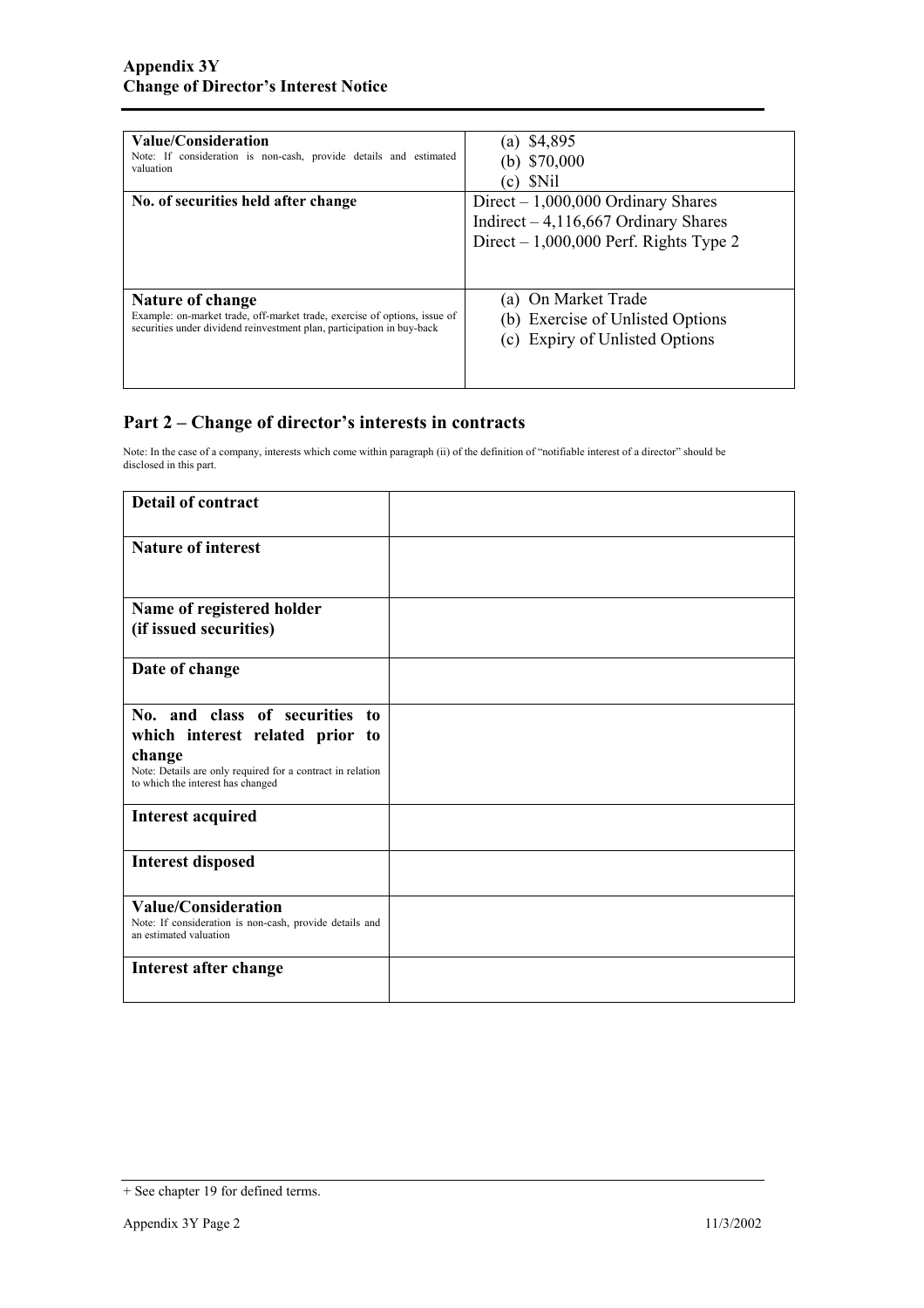| | |
|---|---|
| **Value/Consideration**<br>Note: If consideration is non-cash, provide details and estimated valuation | (a) $4,895<br>(b) $70,000<br>(c) $Nil |
| **No. of securities held after change** | Direct – 1,000,000 Ordinary Shares<br>Indirect – 4,116,667 Ordinary Shares<br>Direct – 1,000,000 Perf. Rights Type 2 |
| **Nature of change**<br>Example: on-market trade, off-market trade, exercise of options, issue of securities under dividend reinvestment plan, participation in buy-back | (a) On Market Trade<br>(b) Exercise of Unlisted Options<br>(c) Expiry of Unlisted Options |

## Part 2 – Change of director's interests in contracts

Note: In the case of a company, interests which come within paragraph (ii) of the definition of "notifiable interest of a director" should be disclosed in this part.

| | |
|---|---|
| **Detail of contract** | |
| **Nature of interest** | |
| **Name of registered holder (if issued securities)** | |
| **Date of change** | |
| **No. and class of securities to which interest related prior to change**<br>Note: Details are only required for a contract in relation to which the interest has changed | |
| **Interest acquired** | |
| **Interest disposed** | |
| **Value/Consideration**<br>Note: If consideration is non-cash, provide details and an estimated valuation | |
| **Interest after change** | |

+ See chapter 19 for defined terms.